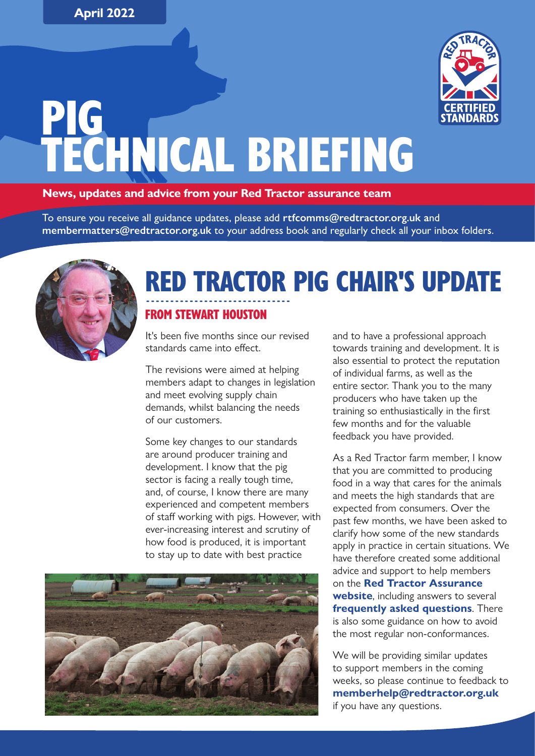April 2022

# PIG TECHNICAL BRIEFING

**News, updates and advice from your Red Tractor assurance team**

To ensure you receive all guidance updates, please add **rtfcomms@redtractor.org.uk** and **membermatters@redtractor.org.uk** to your address book and regularly check all your inbox folders.

## RED TRACTOR PIG CHAIR'S UPDATE

### FROM STEWART HOUSTON

It's been five months since our revised standards came into effect.

The revisions were aimed at helping members adapt to changes in legislation and meet evolving supply chain demands, whilst balancing the needs of our customers.

Some key changes to our standards are around producer training and development. I know that the pig sector is facing a really tough time, and, of course, I know there are many experienced and competent members of staff working with pigs. However, with ever-increasing interest and scrutiny of how food is produced, it is important to stay up to date with best practice and to have a professional approach towards training and development. It is also essential to protect the reputation of individual farms, as well as the entire sector. Thank you to the many producers who have taken up the training so enthusiastically in the first few months and for the valuable feedback you have provided.

As a Red Tractor farm member, I know that you are committed to producing food in a way that cares for the animals and meets the high standards that are expected from consumers. Over the past few months, we have been asked to clarify how some of the new standards apply in practice in certain situations. We have therefore created some additional advice and support to help members on the **Red Tractor Assurance website**, including answers to several **frequently asked questions**. There is also some guidance on how to avoid the most regular non-conformances.

We will be providing similar updates to support members in the coming weeks, so please continue to feedback to **memberhelp@redtractor.org.uk** if you have any questions.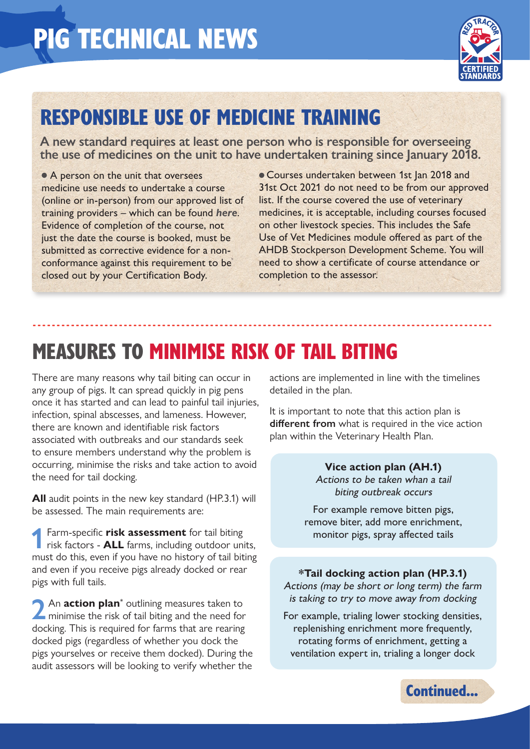᠎# PIG TECHNICAL NEWS

## RESPONSIBLE USE OF MEDICINE TRAINING

**A new standard requires at least one person who is responsible for overseeing the use of medicines on the unit to have undertaken training since January 2018.**

- A person on the unit that oversees medicine use needs to undertake a course (online or in-person) from our approved list of training providers – which can be found *here*. Evidence of completion of the course, not just the date the course is booked, must be submitted as corrective evidence for a non-conformance against this requirement to be closed out by your Certification Body.
- Courses undertaken between 1st Jan 2018 and 31st Oct 2021 do not need to be from our approved list. If the course covered the use of veterinary medicines, it is acceptable, including courses focused on other livestock species. This includes the Safe Use of Vet Medicines module offered as part of the AHDB Stockperson Development Scheme. You will need to show a certificate of course attendance or completion to the assessor.

## MEASURES TO MINIMISE RISK OF TAIL BITING

There are many reasons why tail biting can occur in any group of pigs. It can spread quickly in pig pens once it has started and can lead to painful tail injuries, infection, spinal abscesses, and lameness. However, there are known and identifiable risk factors associated with outbreaks and our standards seek to ensure members understand why the problem is occurring, minimise the risks and take action to avoid the need for tail docking.

**All** audit points in the new key standard (HP.3.1) will be assessed. The main requirements are:

1. Farm-specific **risk assessment** for tail biting risk factors - **ALL** farms, including outdoor units, must do this, even if you have no history of tail biting and even if you receive pigs already docked or rear pigs with full tails.

2. An **action plan*** outlining measures taken to minimise the risk of tail biting and the need for docking. This is required for farms that are rearing docked pigs (regardless of whether you dock the pigs yourselves or receive them docked). During the audit assessors will be looking to verify whether the actions are implemented in line with the timelines detailed in the plan.

It is important to note that this action plan is **different from** what is required in the vice action plan within the Veterinary Health Plan.

**Vice action plan (AH.1)**
*Actions to be taken whan a tail biting outbreak occurs*

For example remove bitten pigs, remove biter, add more enrichment, monitor pigs, spray affected tails

***Tail docking action plan (HP.3.1)**
*Actions (may be short or long term) the farm is taking to try to move away from docking*

For example, trialing lower stocking densities, replenishing enrichment more frequently, rotating forms of enrichment, getting a ventilation expert in, trialing a longer dock

Continued...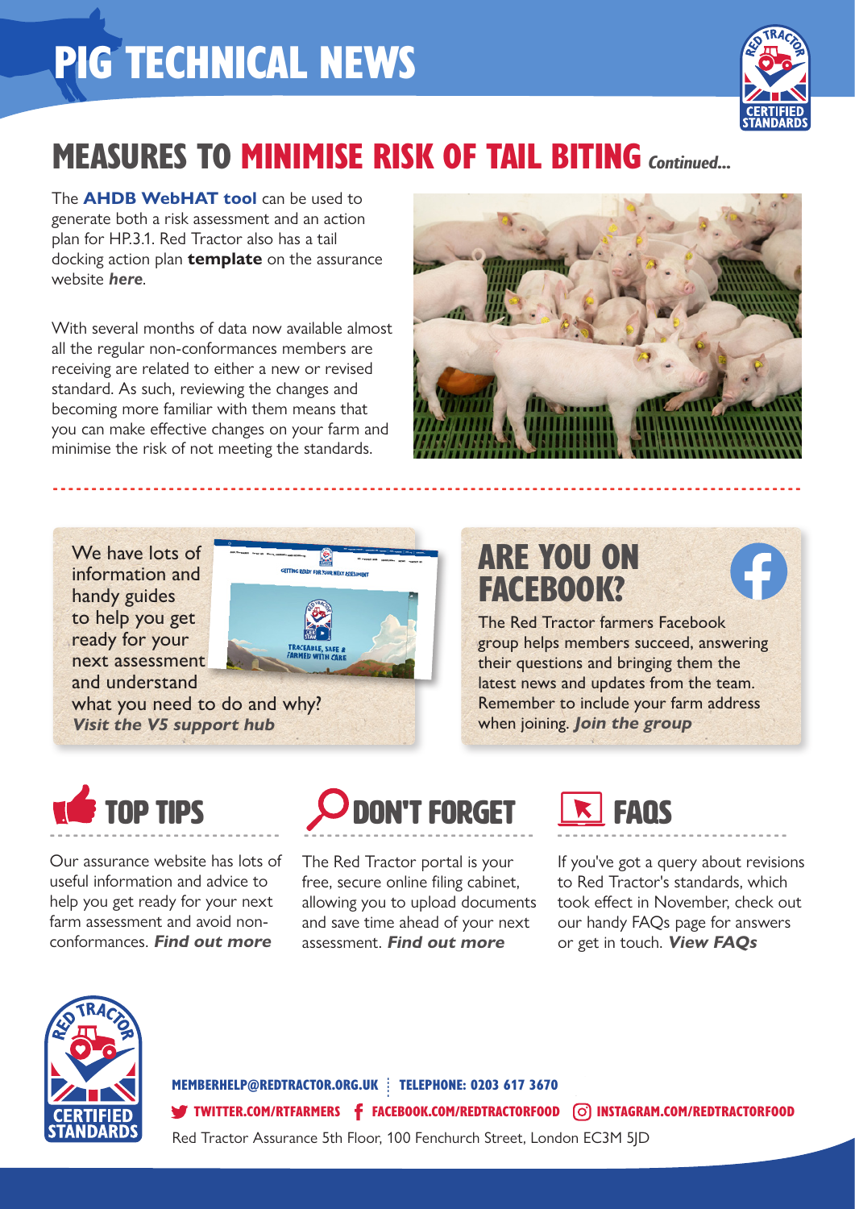# MEASURES TO MINIMISE RISK OF TAIL BITING *Continued...*

The **AHDB WebHAT tool** can be used to generate both a risk assessment and an action plan for HP.3.1. Red Tractor also has a tail docking action plan **template** on the assurance website ***here***.

With several months of data now available almost all the regular non-conformances members are receiving are related to either a new or revised standard. As such, reviewing the changes and becoming more familiar with them means that you can make effective changes on your farm and minimise the risk of not meeting the standards.

We have lots of information and handy guides to help you get ready for your next assessment and understand what you need to do and why? ***Visit the V5 support hub***

## ARE YOU ON FACEBOOK?

The Red Tractor farmers Facebook group helps members succeed, answering their questions and bringing them the latest news and updates from the team. Remember to include your farm address when joining. ***Join the group***

## TOP TIPS

Our assurance website has lots of useful information and advice to help you get ready for your next farm assessment and avoid non-conformances. ***Find out more***

## DON'T FORGET

The Red Tractor portal is your free, secure online filing cabinet, allowing you to upload documents and save time ahead of your next assessment. ***Find out more***

## FAQS

If you've got a query about revisions to Red Tractor's standards, which took effect in November, check out our handy FAQs page for answers or get in touch. ***View FAQs***

**MEMBERHELP@REDTRACTOR.ORG.UK | TELEPHONE: 0203 617 3670**

**TWITTER.COM/RTFARMERS  FACEBOOK.COM/REDTRACTORFOOD  INSTAGRAM.COM/REDTRACTORFOOD**

Red Tractor Assurance 5th Floor, 100 Fenchurch Street, London EC3M 5JD